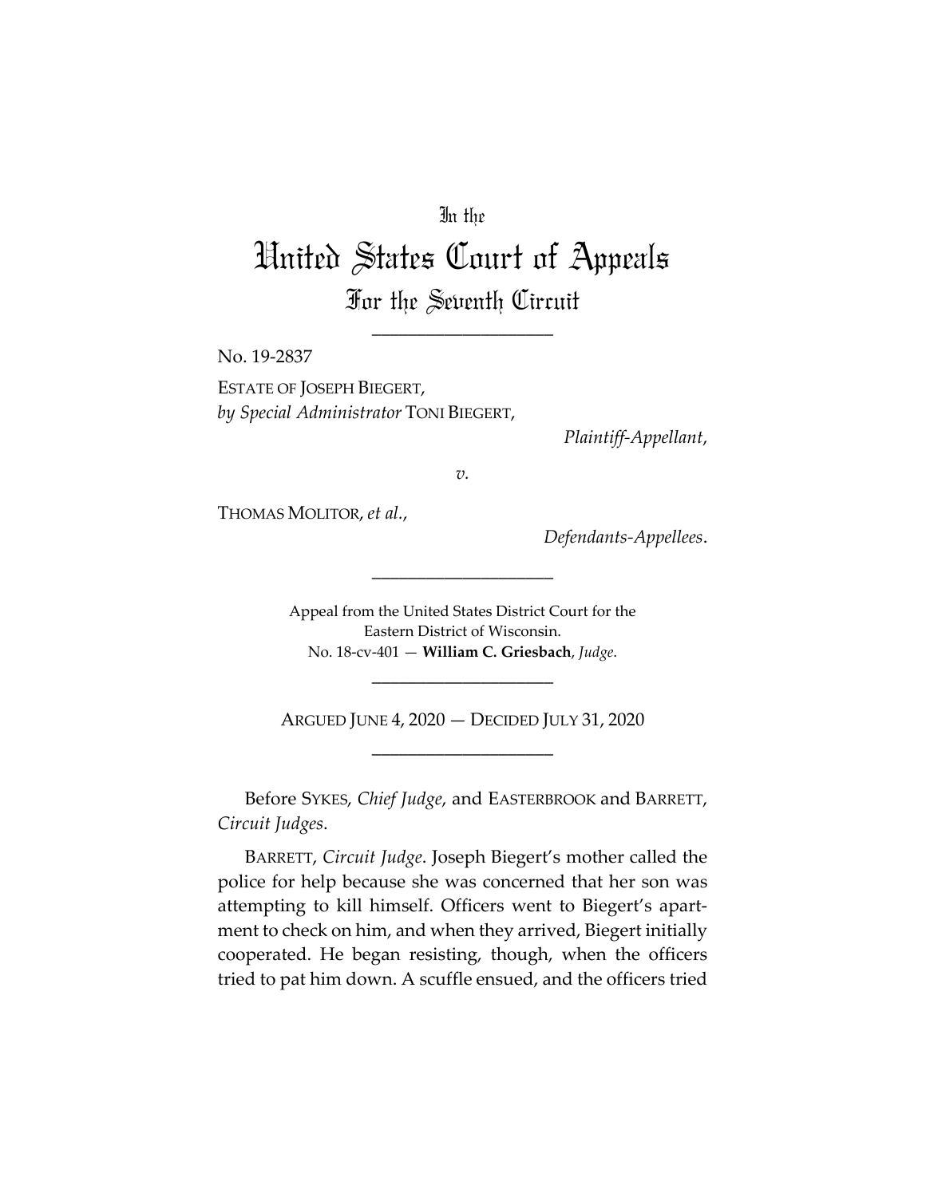In the

# United States Court of Appeals

## For the Seventh Circuit

\_\_\_\_\_\_\_\_\_\_\_\_\_\_\_\_\_\_\_\_

No. 19-2837

ESTATE OF JOSEPH BIEGERT,
*by Special Administrator* TONI BIEGERT,

*Plaintiff-Appellant*,

*v.*

THOMAS MOLITOR, *et al.*,

*Defendants-Appellees*.

\_\_\_\_\_\_\_\_\_\_\_\_\_\_\_\_\_\_\_\_

Appeal from the United States District Court for the
Eastern District of Wisconsin.
No. 18-cv-401 — **William C. Griesbach**, *Judge.*

\_\_\_\_\_\_\_\_\_\_\_\_\_\_\_\_\_\_\_\_

ARGUED JUNE 4, 2020 — DECIDED JULY 31, 2020

\_\_\_\_\_\_\_\_\_\_\_\_\_\_\_\_\_\_\_\_

Before SYKES, *Chief Judge*, and EASTERBROOK and BARRETT, *Circuit Judges*.

BARRETT, *Circuit Judge*. Joseph Biegert's mother called the police for help because she was concerned that her son was attempting to kill himself. Officers went to Biegert's apartment to check on him, and when they arrived, Biegert initially cooperated. He began resisting, though, when the officers tried to pat him down. A scuffle ensued, and the officers tried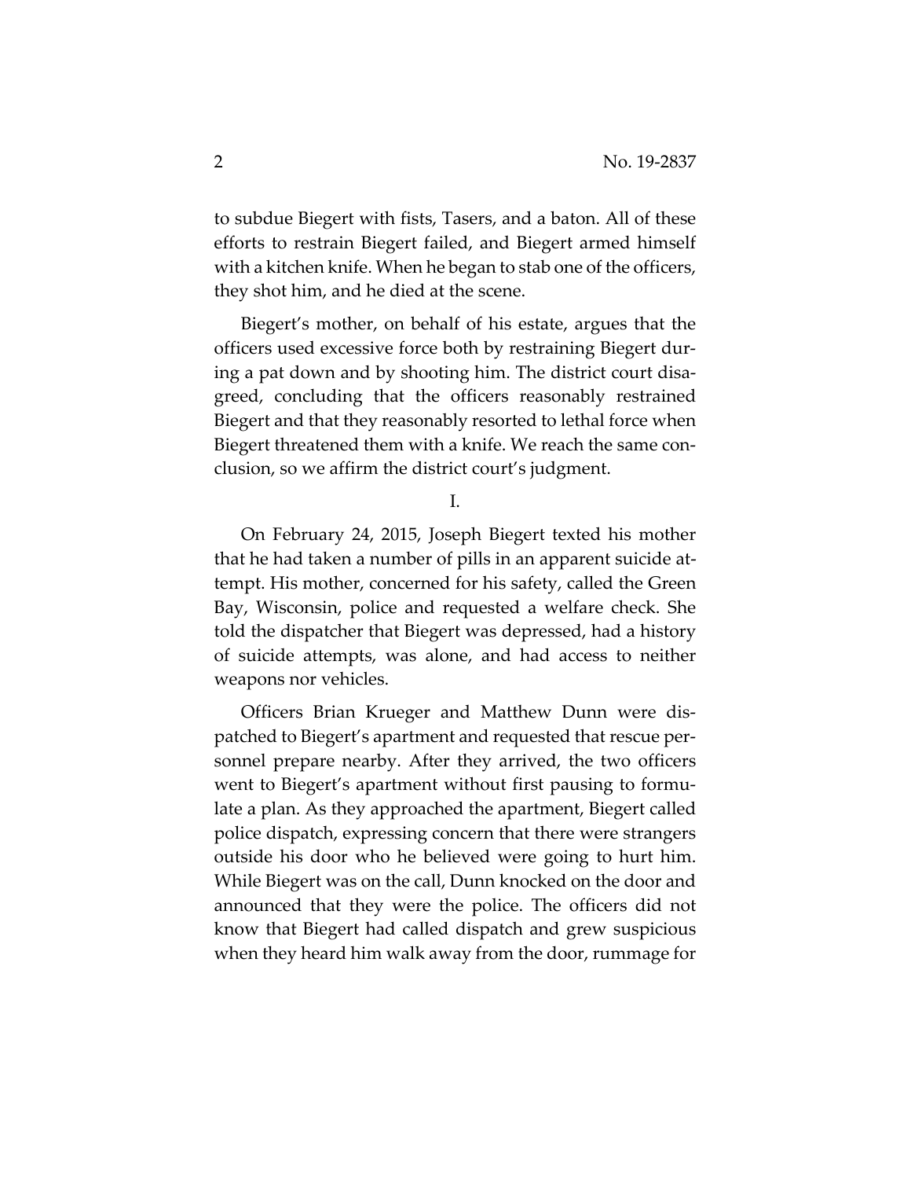to subdue Biegert with fists, Tasers, and a baton. All of these efforts to restrain Biegert failed, and Biegert armed himself with a kitchen knife. When he began to stab one of the officers, they shot him, and he died at the scene.

Biegert's mother, on behalf of his estate, argues that the officers used excessive force both by restraining Biegert during a pat down and by shooting him. The district court disagreed, concluding that the officers reasonably restrained Biegert and that they reasonably resorted to lethal force when Biegert threatened them with a knife. We reach the same conclusion, so we affirm the district court's judgment.

I.

On February 24, 2015, Joseph Biegert texted his mother that he had taken a number of pills in an apparent suicide attempt. His mother, concerned for his safety, called the Green Bay, Wisconsin, police and requested a welfare check. She told the dispatcher that Biegert was depressed, had a history of suicide attempts, was alone, and had access to neither weapons nor vehicles.

Officers Brian Krueger and Matthew Dunn were dispatched to Biegert's apartment and requested that rescue personnel prepare nearby. After they arrived, the two officers went to Biegert's apartment without first pausing to formulate a plan. As they approached the apartment, Biegert called police dispatch, expressing concern that there were strangers outside his door who he believed were going to hurt him. While Biegert was on the call, Dunn knocked on the door and announced that they were the police. The officers did not know that Biegert had called dispatch and grew suspicious when they heard him walk away from the door, rummage for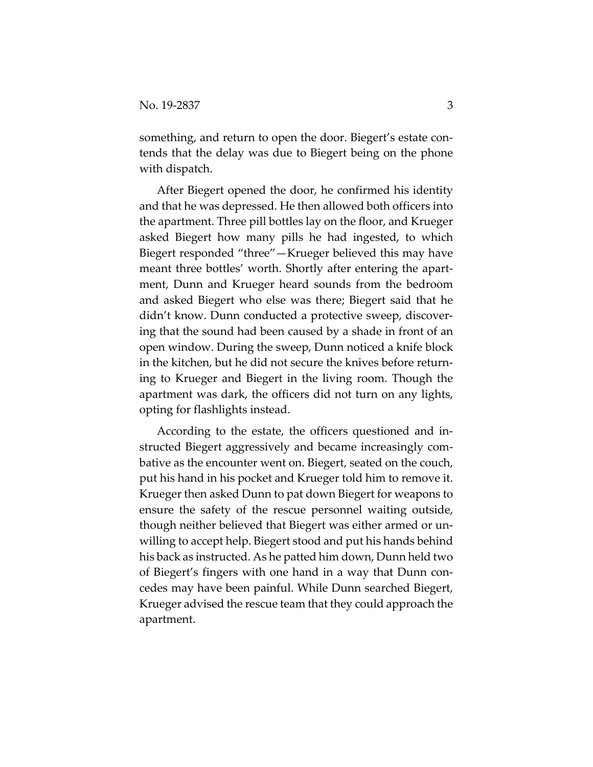something, and return to open the door. Biegert's estate contends that the delay was due to Biegert being on the phone with dispatch.

After Biegert opened the door, he confirmed his identity and that he was depressed. He then allowed both officers into the apartment. Three pill bottles lay on the floor, and Krueger asked Biegert how many pills he had ingested, to which Biegert responded "three"—Krueger believed this may have meant three bottles' worth. Shortly after entering the apartment, Dunn and Krueger heard sounds from the bedroom and asked Biegert who else was there; Biegert said that he didn't know. Dunn conducted a protective sweep, discovering that the sound had been caused by a shade in front of an open window. During the sweep, Dunn noticed a knife block in the kitchen, but he did not secure the knives before returning to Krueger and Biegert in the living room. Though the apartment was dark, the officers did not turn on any lights, opting for flashlights instead.

According to the estate, the officers questioned and instructed Biegert aggressively and became increasingly combative as the encounter went on. Biegert, seated on the couch, put his hand in his pocket and Krueger told him to remove it. Krueger then asked Dunn to pat down Biegert for weapons to ensure the safety of the rescue personnel waiting outside, though neither believed that Biegert was either armed or unwilling to accept help. Biegert stood and put his hands behind his back as instructed. As he patted him down, Dunn held two of Biegert's fingers with one hand in a way that Dunn concedes may have been painful. While Dunn searched Biegert, Krueger advised the rescue team that they could approach the apartment.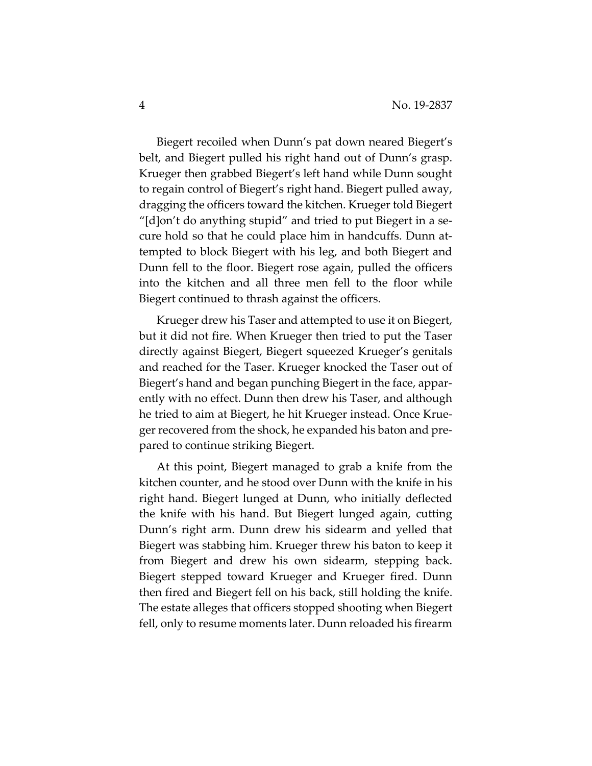Biegert recoiled when Dunn's pat down neared Biegert's belt, and Biegert pulled his right hand out of Dunn's grasp. Krueger then grabbed Biegert's left hand while Dunn sought to regain control of Biegert's right hand. Biegert pulled away, dragging the officers toward the kitchen. Krueger told Biegert "[d]on't do anything stupid" and tried to put Biegert in a secure hold so that he could place him in handcuffs. Dunn attempted to block Biegert with his leg, and both Biegert and Dunn fell to the floor. Biegert rose again, pulled the officers into the kitchen and all three men fell to the floor while Biegert continued to thrash against the officers.

Krueger drew his Taser and attempted to use it on Biegert, but it did not fire. When Krueger then tried to put the Taser directly against Biegert, Biegert squeezed Krueger's genitals and reached for the Taser. Krueger knocked the Taser out of Biegert's hand and began punching Biegert in the face, apparently with no effect. Dunn then drew his Taser, and although he tried to aim at Biegert, he hit Krueger instead. Once Krueger recovered from the shock, he expanded his baton and prepared to continue striking Biegert.

At this point, Biegert managed to grab a knife from the kitchen counter, and he stood over Dunn with the knife in his right hand. Biegert lunged at Dunn, who initially deflected the knife with his hand. But Biegert lunged again, cutting Dunn's right arm. Dunn drew his sidearm and yelled that Biegert was stabbing him. Krueger threw his baton to keep it from Biegert and drew his own sidearm, stepping back. Biegert stepped toward Krueger and Krueger fired. Dunn then fired and Biegert fell on his back, still holding the knife. The estate alleges that officers stopped shooting when Biegert fell, only to resume moments later. Dunn reloaded his firearm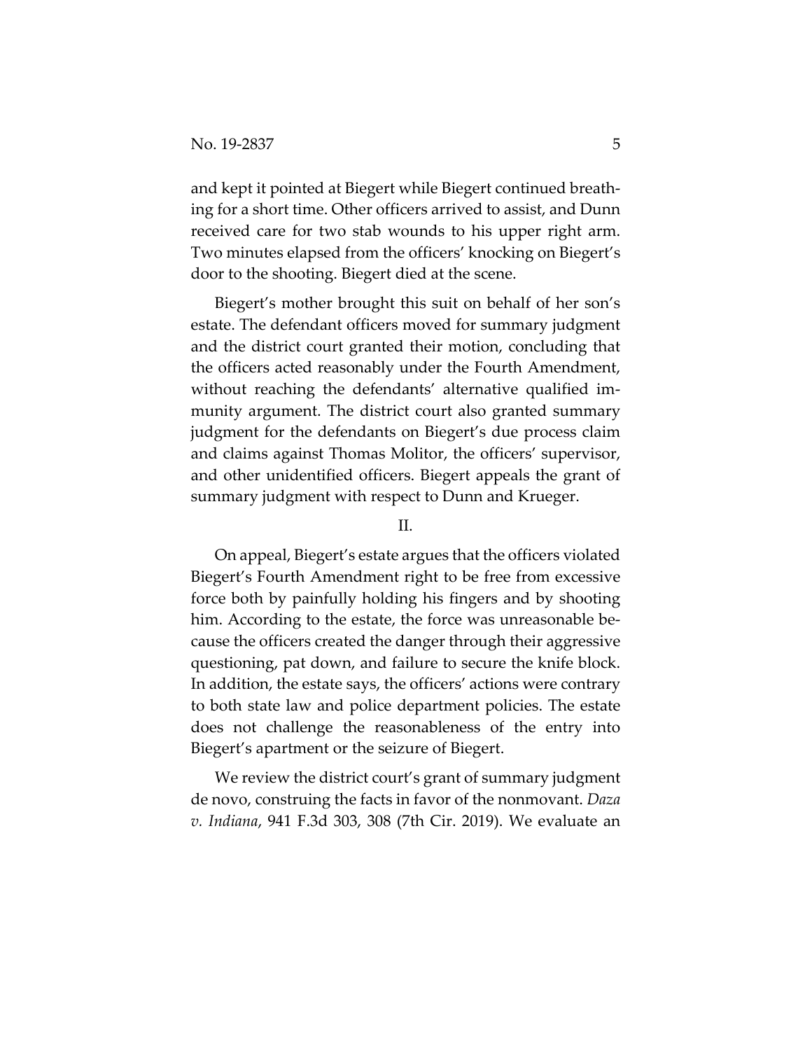and kept it pointed at Biegert while Biegert continued breathing for a short time. Other officers arrived to assist, and Dunn received care for two stab wounds to his upper right arm. Two minutes elapsed from the officers' knocking on Biegert's door to the shooting. Biegert died at the scene.

Biegert's mother brought this suit on behalf of her son's estate. The defendant officers moved for summary judgment and the district court granted their motion, concluding that the officers acted reasonably under the Fourth Amendment, without reaching the defendants' alternative qualified immunity argument. The district court also granted summary judgment for the defendants on Biegert's due process claim and claims against Thomas Molitor, the officers' supervisor, and other unidentified officers. Biegert appeals the grant of summary judgment with respect to Dunn and Krueger.

## II.

On appeal, Biegert's estate argues that the officers violated Biegert's Fourth Amendment right to be free from excessive force both by painfully holding his fingers and by shooting him. According to the estate, the force was unreasonable because the officers created the danger through their aggressive questioning, pat down, and failure to secure the knife block. In addition, the estate says, the officers' actions were contrary to both state law and police department policies. The estate does not challenge the reasonableness of the entry into Biegert's apartment or the seizure of Biegert.

We review the district court's grant of summary judgment de novo, construing the facts in favor of the nonmovant. *Daza v. Indiana*, 941 F.3d 303, 308 (7th Cir. 2019). We evaluate an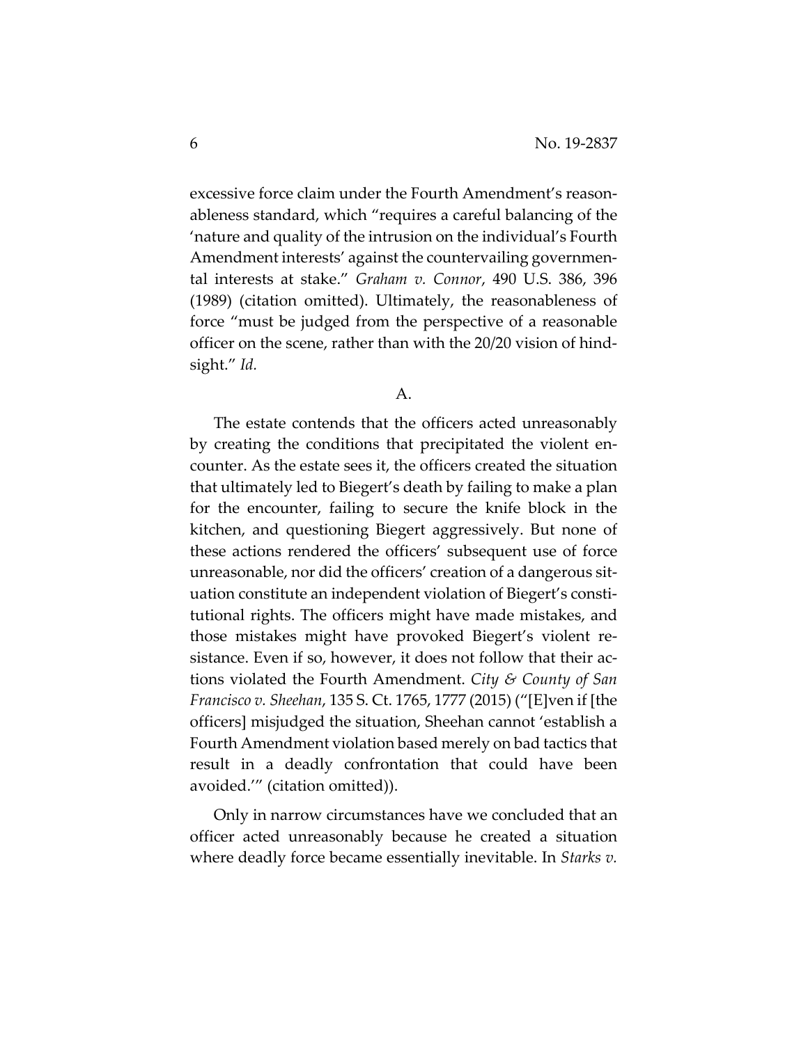excessive force claim under the Fourth Amendment's reasonableness standard, which "requires a careful balancing of the 'nature and quality of the intrusion on the individual's Fourth Amendment interests' against the countervailing governmental interests at stake." *Graham v. Connor*, 490 U.S. 386, 396 (1989) (citation omitted). Ultimately, the reasonableness of force "must be judged from the perspective of a reasonable officer on the scene, rather than with the 20/20 vision of hindsight." *Id.*

A.

The estate contends that the officers acted unreasonably by creating the conditions that precipitated the violent encounter. As the estate sees it, the officers created the situation that ultimately led to Biegert's death by failing to make a plan for the encounter, failing to secure the knife block in the kitchen, and questioning Biegert aggressively. But none of these actions rendered the officers' subsequent use of force unreasonable, nor did the officers' creation of a dangerous situation constitute an independent violation of Biegert's constitutional rights. The officers might have made mistakes, and those mistakes might have provoked Biegert's violent resistance. Even if so, however, it does not follow that their actions violated the Fourth Amendment. *City & County of San Francisco v. Sheehan*, 135 S. Ct. 1765, 1777 (2015) ("[E]ven if [the officers] misjudged the situation, Sheehan cannot 'establish a Fourth Amendment violation based merely on bad tactics that result in a deadly confrontation that could have been avoided.'" (citation omitted)).

Only in narrow circumstances have we concluded that an officer acted unreasonably because he created a situation where deadly force became essentially inevitable. In *Starks v.*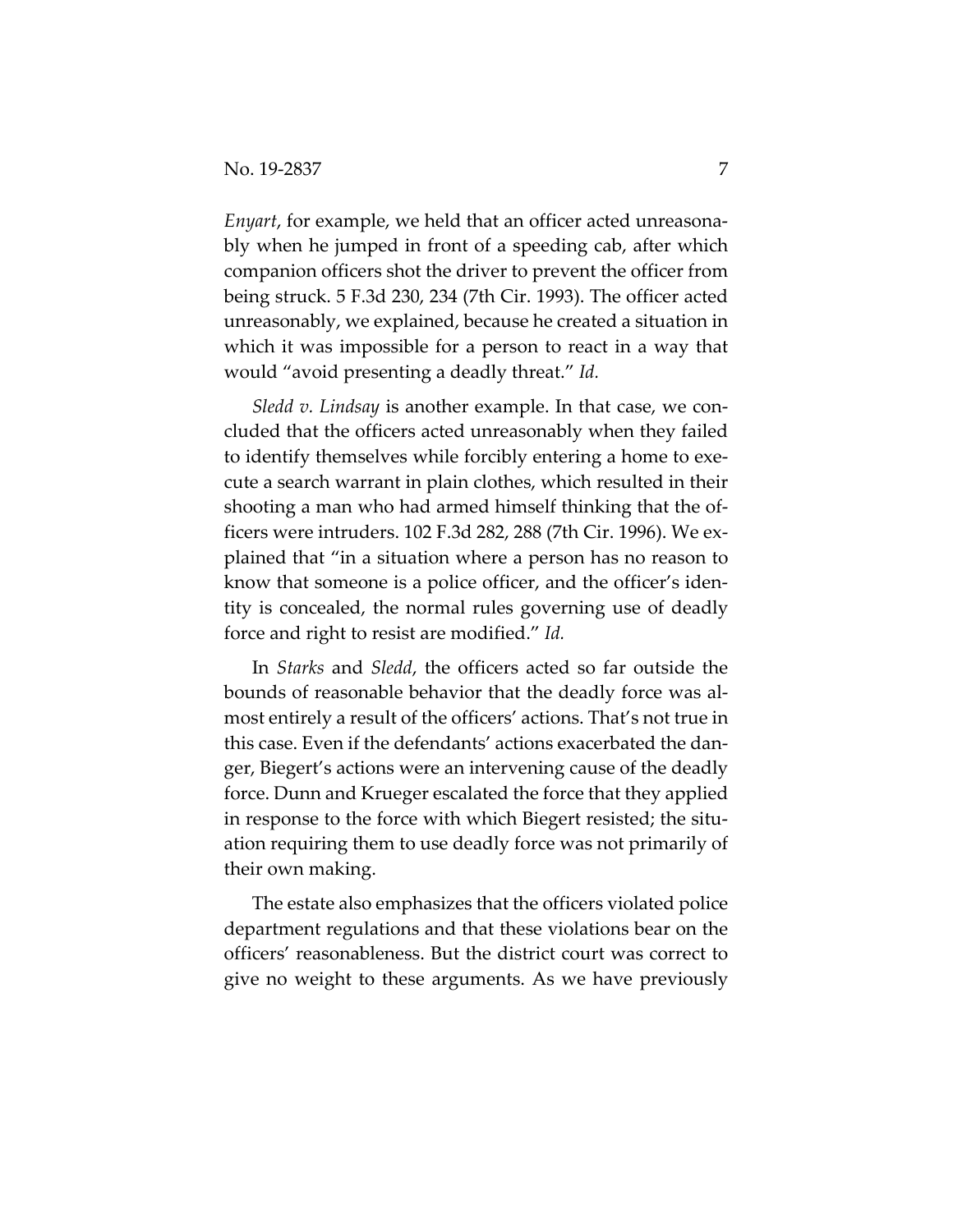*Enyart*, for example, we held that an officer acted unreasonably when he jumped in front of a speeding cab, after which companion officers shot the driver to prevent the officer from being struck. 5 F.3d 230, 234 (7th Cir. 1993). The officer acted unreasonably, we explained, because he created a situation in which it was impossible for a person to react in a way that would "avoid presenting a deadly threat." *Id.*

*Sledd v. Lindsay* is another example. In that case, we concluded that the officers acted unreasonably when they failed to identify themselves while forcibly entering a home to execute a search warrant in plain clothes, which resulted in their shooting a man who had armed himself thinking that the officers were intruders. 102 F.3d 282, 288 (7th Cir. 1996). We explained that "in a situation where a person has no reason to know that someone is a police officer, and the officer's identity is concealed, the normal rules governing use of deadly force and right to resist are modified." *Id.*

In *Starks* and *Sledd*, the officers acted so far outside the bounds of reasonable behavior that the deadly force was almost entirely a result of the officers' actions. That's not true in this case. Even if the defendants' actions exacerbated the danger, Biegert's actions were an intervening cause of the deadly force. Dunn and Krueger escalated the force that they applied in response to the force with which Biegert resisted; the situation requiring them to use deadly force was not primarily of their own making.

The estate also emphasizes that the officers violated police department regulations and that these violations bear on the officers' reasonableness. But the district court was correct to give no weight to these arguments. As we have previously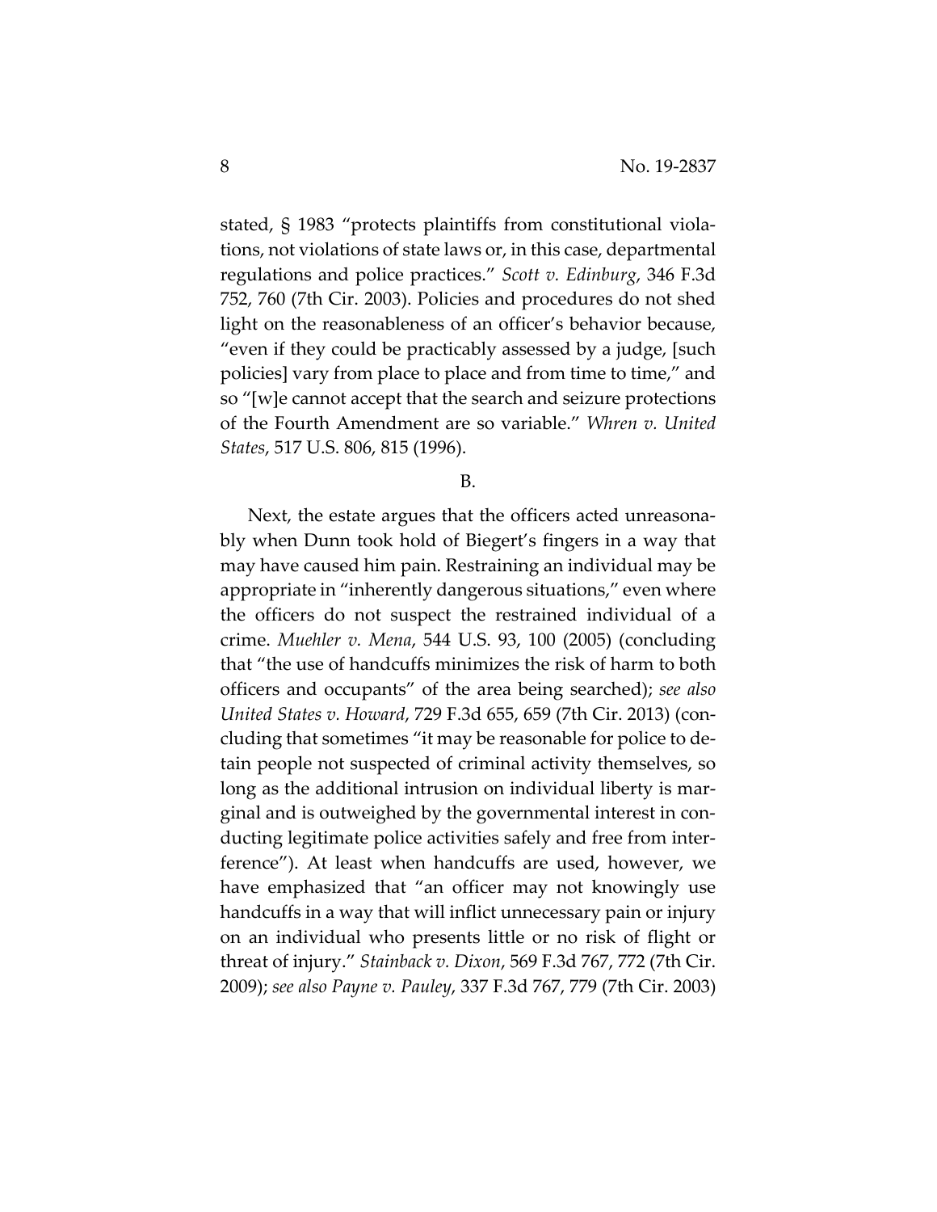stated, § 1983 "protects plaintiffs from constitutional violations, not violations of state laws or, in this case, departmental regulations and police practices." *Scott v. Edinburg*, 346 F.3d 752, 760 (7th Cir. 2003). Policies and procedures do not shed light on the reasonableness of an officer's behavior because, "even if they could be practicably assessed by a judge, [such policies] vary from place to place and from time to time," and so "[w]e cannot accept that the search and seizure protections of the Fourth Amendment are so variable." *Whren v. United States*, 517 U.S. 806, 815 (1996).

B.

Next, the estate argues that the officers acted unreasonably when Dunn took hold of Biegert's fingers in a way that may have caused him pain. Restraining an individual may be appropriate in "inherently dangerous situations," even where the officers do not suspect the restrained individual of a crime. *Muehler v. Mena*, 544 U.S. 93, 100 (2005) (concluding that "the use of handcuffs minimizes the risk of harm to both officers and occupants" of the area being searched); *see also United States v. Howard*, 729 F.3d 655, 659 (7th Cir. 2013) (concluding that sometimes "it may be reasonable for police to detain people not suspected of criminal activity themselves, so long as the additional intrusion on individual liberty is marginal and is outweighed by the governmental interest in conducting legitimate police activities safely and free from interference"). At least when handcuffs are used, however, we have emphasized that "an officer may not knowingly use handcuffs in a way that will inflict unnecessary pain or injury on an individual who presents little or no risk of flight or threat of injury." *Stainback v. Dixon*, 569 F.3d 767, 772 (7th Cir. 2009); *see also Payne v. Pauley*, 337 F.3d 767, 779 (7th Cir. 2003)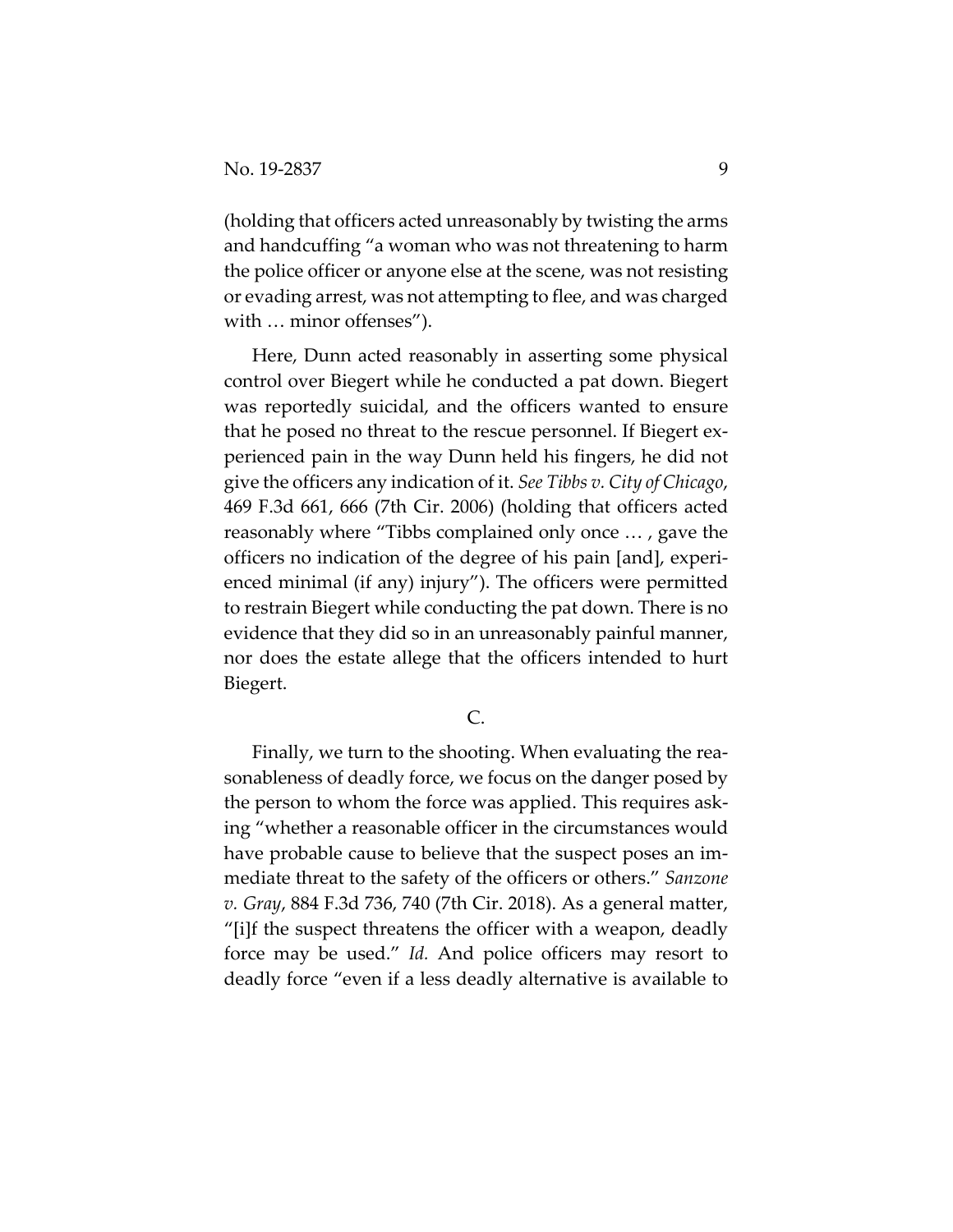(holding that officers acted unreasonably by twisting the arms and handcuffing "a woman who was not threatening to harm the police officer or anyone else at the scene, was not resisting or evading arrest, was not attempting to flee, and was charged with … minor offenses").

Here, Dunn acted reasonably in asserting some physical control over Biegert while he conducted a pat down. Biegert was reportedly suicidal, and the officers wanted to ensure that he posed no threat to the rescue personnel. If Biegert experienced pain in the way Dunn held his fingers, he did not give the officers any indication of it. *See Tibbs v. City of Chicago*, 469 F.3d 661, 666 (7th Cir. 2006) (holding that officers acted reasonably where "Tibbs complained only once … , gave the officers no indication of the degree of his pain [and], experienced minimal (if any) injury"). The officers were permitted to restrain Biegert while conducting the pat down. There is no evidence that they did so in an unreasonably painful manner, nor does the estate allege that the officers intended to hurt Biegert.

C.

Finally, we turn to the shooting. When evaluating the reasonableness of deadly force, we focus on the danger posed by the person to whom the force was applied. This requires asking "whether a reasonable officer in the circumstances would have probable cause to believe that the suspect poses an immediate threat to the safety of the officers or others." *Sanzone v. Gray*, 884 F.3d 736, 740 (7th Cir. 2018). As a general matter, "[i]f the suspect threatens the officer with a weapon, deadly force may be used." *Id.* And police officers may resort to deadly force "even if a less deadly alternative is available to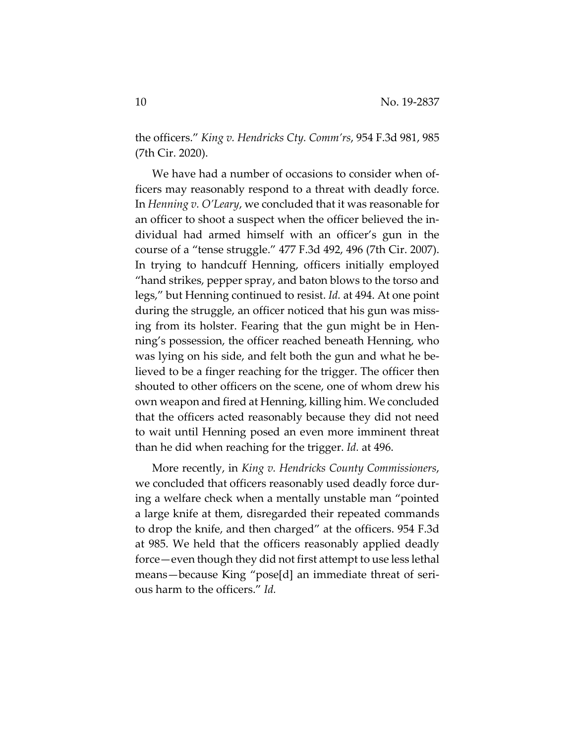the officers." *King v. Hendricks Cty. Comm'rs*, 954 F.3d 981, 985 (7th Cir. 2020).

We have had a number of occasions to consider when officers may reasonably respond to a threat with deadly force. In *Henning v. O'Leary*, we concluded that it was reasonable for an officer to shoot a suspect when the officer believed the individual had armed himself with an officer's gun in the course of a "tense struggle." 477 F.3d 492, 496 (7th Cir. 2007). In trying to handcuff Henning, officers initially employed "hand strikes, pepper spray, and baton blows to the torso and legs," but Henning continued to resist. *Id.* at 494. At one point during the struggle, an officer noticed that his gun was missing from its holster. Fearing that the gun might be in Henning's possession, the officer reached beneath Henning, who was lying on his side, and felt both the gun and what he believed to be a finger reaching for the trigger. The officer then shouted to other officers on the scene, one of whom drew his own weapon and fired at Henning, killing him. We concluded that the officers acted reasonably because they did not need to wait until Henning posed an even more imminent threat than he did when reaching for the trigger. *Id.* at 496.

More recently, in *King v. Hendricks County Commissioners*, we concluded that officers reasonably used deadly force during a welfare check when a mentally unstable man "pointed a large knife at them, disregarded their repeated commands to drop the knife, and then charged" at the officers. 954 F.3d at 985. We held that the officers reasonably applied deadly force—even though they did not first attempt to use less lethal means—because King "pose[d] an immediate threat of serious harm to the officers." *Id.*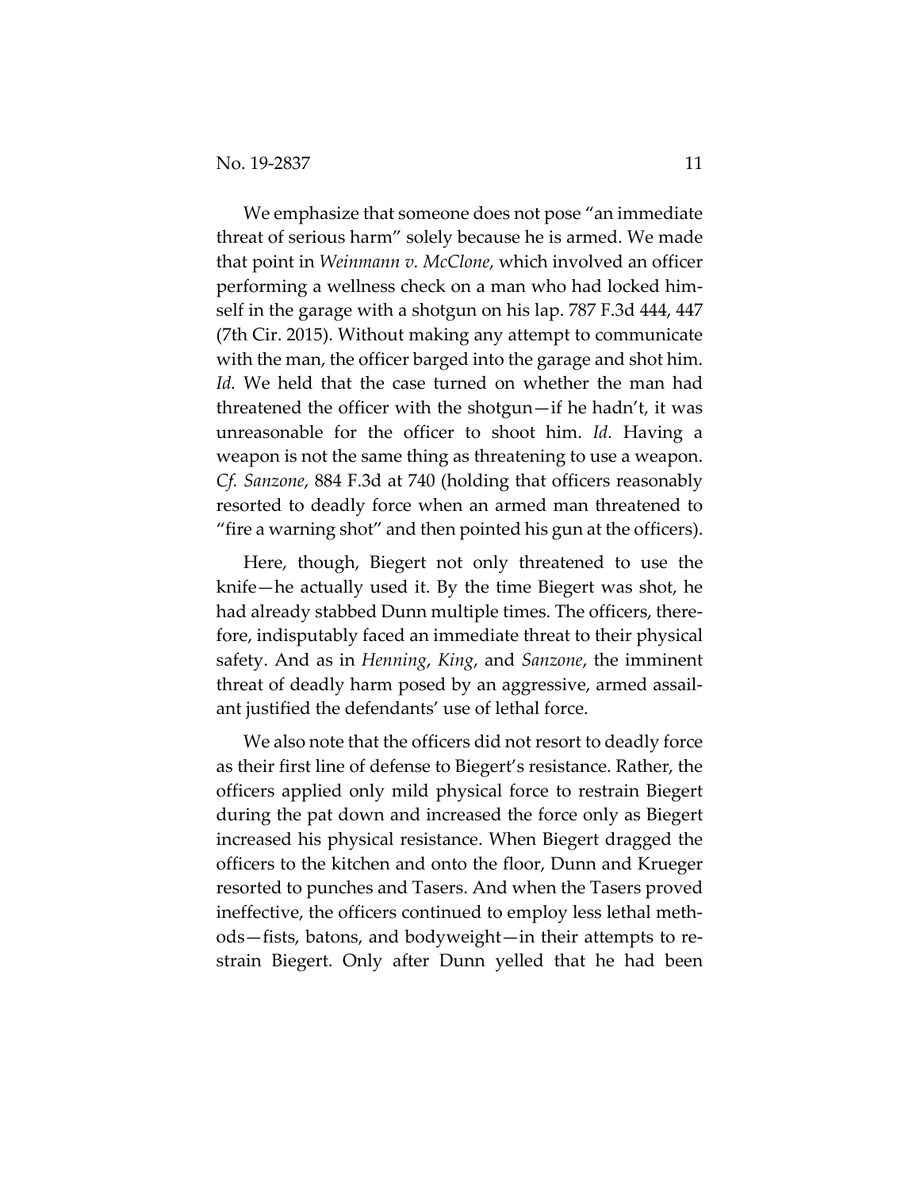We emphasize that someone does not pose "an immediate threat of serious harm" solely because he is armed. We made that point in *Weinmann v. McClone*, which involved an officer performing a wellness check on a man who had locked himself in the garage with a shotgun on his lap. 787 F.3d 444, 447 (7th Cir. 2015). Without making any attempt to communicate with the man, the officer barged into the garage and shot him. *Id.* We held that the case turned on whether the man had threatened the officer with the shotgun—if he hadn't, it was unreasonable for the officer to shoot him. *Id.* Having a weapon is not the same thing as threatening to use a weapon. *Cf. Sanzone*, 884 F.3d at 740 (holding that officers reasonably resorted to deadly force when an armed man threatened to "fire a warning shot" and then pointed his gun at the officers).

Here, though, Biegert not only threatened to use the knife—he actually used it. By the time Biegert was shot, he had already stabbed Dunn multiple times. The officers, therefore, indisputably faced an immediate threat to their physical safety. And as in *Henning*, *King*, and *Sanzone*, the imminent threat of deadly harm posed by an aggressive, armed assailant justified the defendants' use of lethal force.

We also note that the officers did not resort to deadly force as their first line of defense to Biegert's resistance. Rather, the officers applied only mild physical force to restrain Biegert during the pat down and increased the force only as Biegert increased his physical resistance. When Biegert dragged the officers to the kitchen and onto the floor, Dunn and Krueger resorted to punches and Tasers. And when the Tasers proved ineffective, the officers continued to employ less lethal methods—fists, batons, and bodyweight—in their attempts to restrain Biegert. Only after Dunn yelled that he had been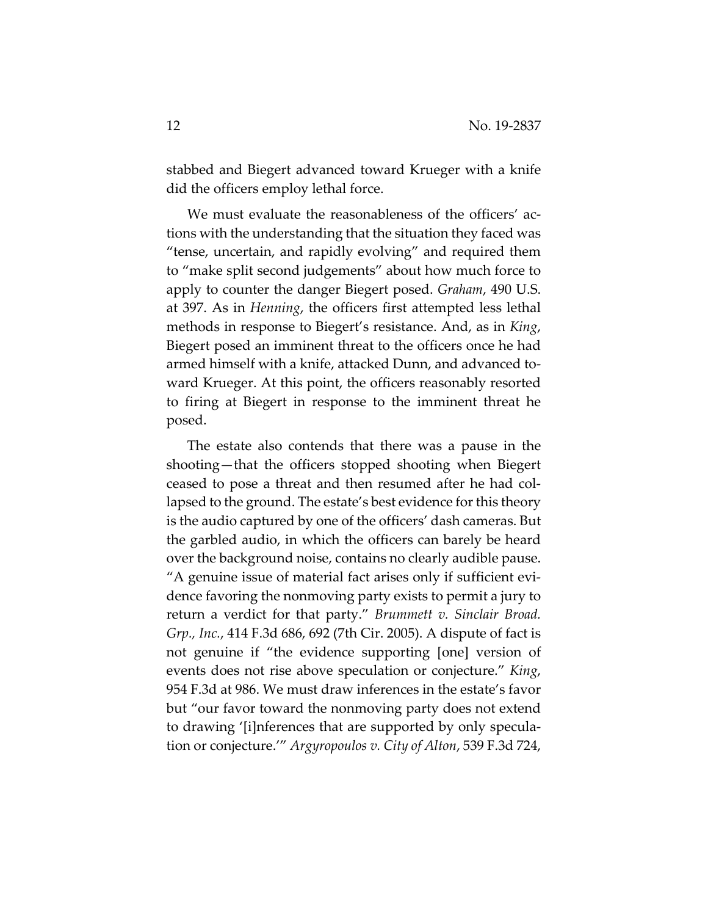stabbed and Biegert advanced toward Krueger with a knife did the officers employ lethal force.

We must evaluate the reasonableness of the officers' actions with the understanding that the situation they faced was "tense, uncertain, and rapidly evolving" and required them to "make split second judgements" about how much force to apply to counter the danger Biegert posed. *Graham*, 490 U.S. at 397. As in *Henning*, the officers first attempted less lethal methods in response to Biegert's resistance. And, as in *King*, Biegert posed an imminent threat to the officers once he had armed himself with a knife, attacked Dunn, and advanced toward Krueger. At this point, the officers reasonably resorted to firing at Biegert in response to the imminent threat he posed.

The estate also contends that there was a pause in the shooting—that the officers stopped shooting when Biegert ceased to pose a threat and then resumed after he had collapsed to the ground. The estate's best evidence for this theory is the audio captured by one of the officers' dash cameras. But the garbled audio, in which the officers can barely be heard over the background noise, contains no clearly audible pause. "A genuine issue of material fact arises only if sufficient evidence favoring the nonmoving party exists to permit a jury to return a verdict for that party." *Brummett v. Sinclair Broad. Grp., Inc.*, 414 F.3d 686, 692 (7th Cir. 2005). A dispute of fact is not genuine if "the evidence supporting [one] version of events does not rise above speculation or conjecture." *King*, 954 F.3d at 986. We must draw inferences in the estate's favor but "our favor toward the nonmoving party does not extend to drawing '[i]nferences that are supported by only speculation or conjecture.'" *Argyropoulos v. City of Alton*, 539 F.3d 724,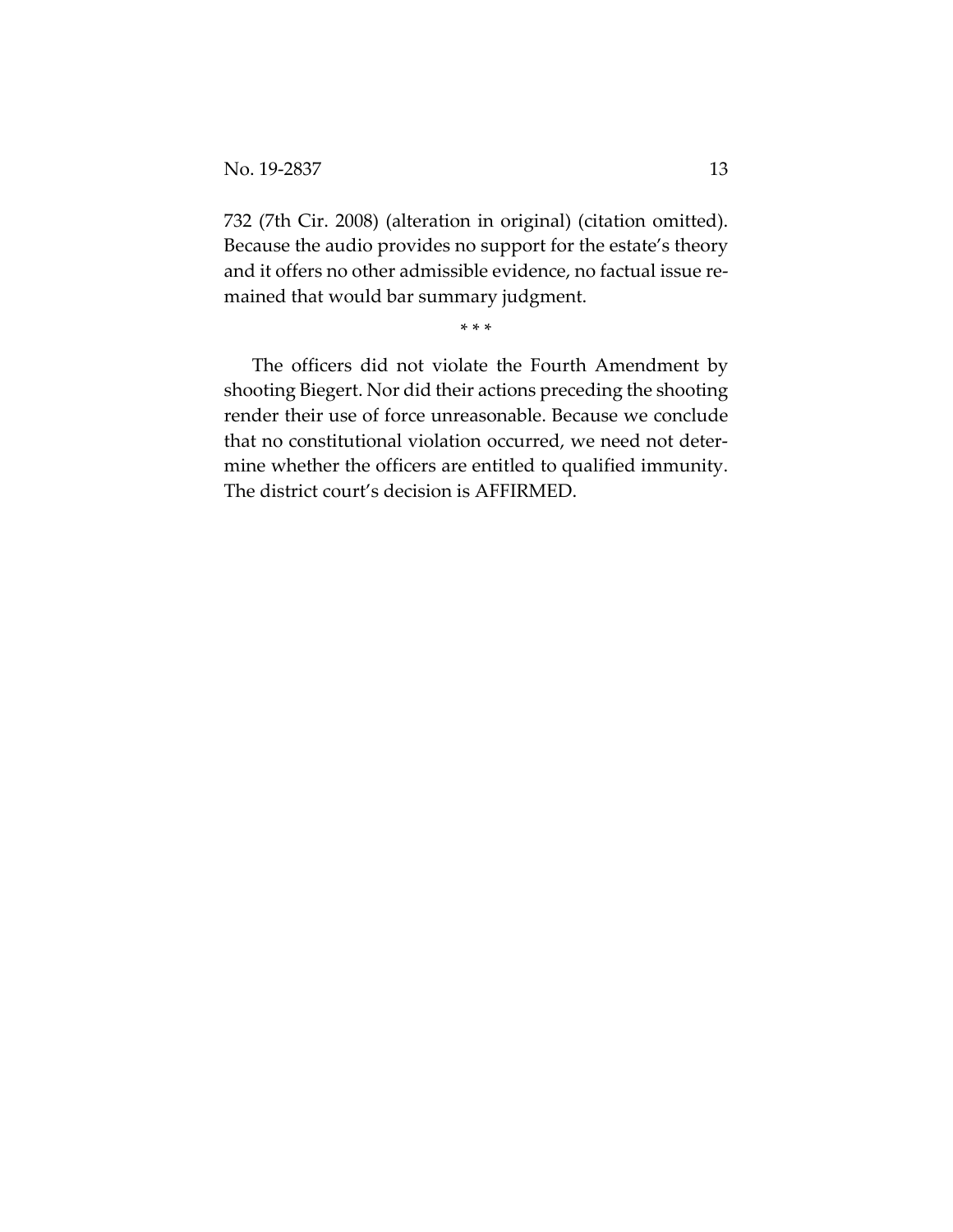732 (7th Cir. 2008) (alteration in original) (citation omitted). Because the audio provides no support for the estate's theory and it offers no other admissible evidence, no factual issue remained that would bar summary judgment.

\* \* \*

The officers did not violate the Fourth Amendment by shooting Biegert. Nor did their actions preceding the shooting render their use of force unreasonable. Because we conclude that no constitutional violation occurred, we need not determine whether the officers are entitled to qualified immunity. The district court's decision is AFFIRMED.